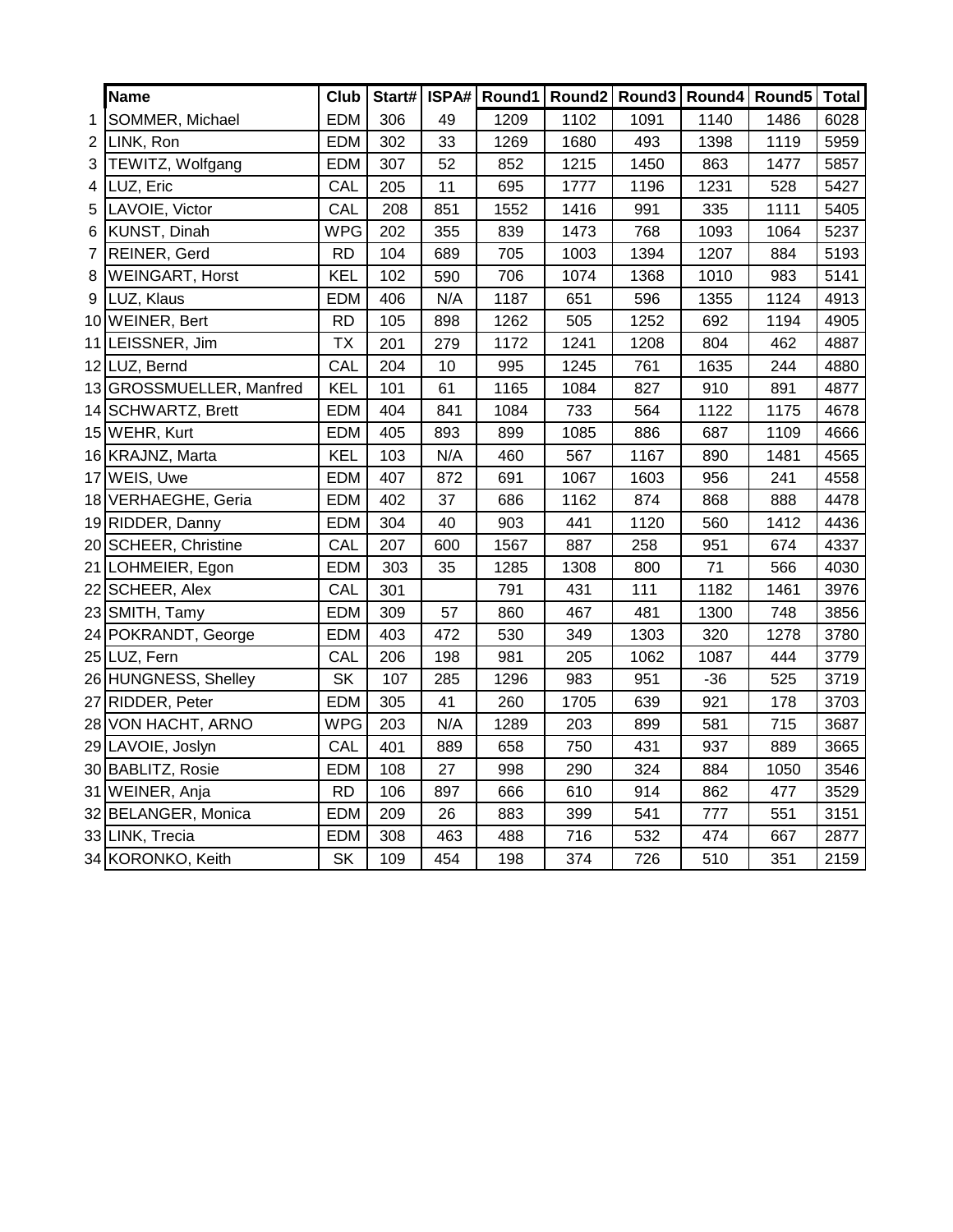| | Name | Club | Start# | ISPA# | Round1 | Round2 | Round3 | Round4 | Round5 | Total |
|---|---|---|---|---|---|---|---|---|---|---|
| 1 | SOMMER, Michael | EDM | 306 | 49 | 1209 | 1102 | 1091 | 1140 | 1486 | 6028 |
| 2 | LINK, Ron | EDM | 302 | 33 | 1269 | 1680 | 493 | 1398 | 1119 | 5959 |
| 3 | TEWITZ, Wolfgang | EDM | 307 | 52 | 852 | 1215 | 1450 | 863 | 1477 | 5857 |
| 4 | LUZ, Eric | CAL | 205 | 11 | 695 | 1777 | 1196 | 1231 | 528 | 5427 |
| 5 | LAVOIE, Victor | CAL | 208 | 851 | 1552 | 1416 | 991 | 335 | 1111 | 5405 |
| 6 | KUNST, Dinah | WPG | 202 | 355 | 839 | 1473 | 768 | 1093 | 1064 | 5237 |
| 7 | REINER, Gerd | RD | 104 | 689 | 705 | 1003 | 1394 | 1207 | 884 | 5193 |
| 8 | WEINGART, Horst | KEL | 102 | 590 | 706 | 1074 | 1368 | 1010 | 983 | 5141 |
| 9 | LUZ, Klaus | EDM | 406 | N/A | 1187 | 651 | 596 | 1355 | 1124 | 4913 |
| 10 | WEINER, Bert | RD | 105 | 898 | 1262 | 505 | 1252 | 692 | 1194 | 4905 |
| 11 | LEISSNER, Jim | TX | 201 | 279 | 1172 | 1241 | 1208 | 804 | 462 | 4887 |
| 12 | LUZ, Bernd | CAL | 204 | 10 | 995 | 1245 | 761 | 1635 | 244 | 4880 |
| 13 | GROSSMUELLER, Manfred | KEL | 101 | 61 | 1165 | 1084 | 827 | 910 | 891 | 4877 |
| 14 | SCHWARTZ, Brett | EDM | 404 | 841 | 1084 | 733 | 564 | 1122 | 1175 | 4678 |
| 15 | WEHR, Kurt | EDM | 405 | 893 | 899 | 1085 | 886 | 687 | 1109 | 4666 |
| 16 | KRAJNZ, Marta | KEL | 103 | N/A | 460 | 567 | 1167 | 890 | 1481 | 4565 |
| 17 | WEIS, Uwe | EDM | 407 | 872 | 691 | 1067 | 1603 | 956 | 241 | 4558 |
| 18 | VERHAEGHE, Geria | EDM | 402 | 37 | 686 | 1162 | 874 | 868 | 888 | 4478 |
| 19 | RIDDER, Danny | EDM | 304 | 40 | 903 | 441 | 1120 | 560 | 1412 | 4436 |
| 20 | SCHEER, Christine | CAL | 207 | 600 | 1567 | 887 | 258 | 951 | 674 | 4337 |
| 21 | LOHMEIER, Egon | EDM | 303 | 35 | 1285 | 1308 | 800 | 71 | 566 | 4030 |
| 22 | SCHEER, Alex | CAL | 301 | | 791 | 431 | 111 | 1182 | 1461 | 3976 |
| 23 | SMITH, Tamy | EDM | 309 | 57 | 860 | 467 | 481 | 1300 | 748 | 3856 |
| 24 | POKRANDT, George | EDM | 403 | 472 | 530 | 349 | 1303 | 320 | 1278 | 3780 |
| 25 | LUZ, Fern | CAL | 206 | 198 | 981 | 205 | 1062 | 1087 | 444 | 3779 |
| 26 | HUNGNESS, Shelley | SK | 107 | 285 | 1296 | 983 | 951 | -36 | 525 | 3719 |
| 27 | RIDDER, Peter | EDM | 305 | 41 | 260 | 1705 | 639 | 921 | 178 | 3703 |
| 28 | VON HACHT, ARNO | WPG | 203 | N/A | 1289 | 203 | 899 | 581 | 715 | 3687 |
| 29 | LAVOIE, Joslyn | CAL | 401 | 889 | 658 | 750 | 431 | 937 | 889 | 3665 |
| 30 | BABLITZ, Rosie | EDM | 108 | 27 | 998 | 290 | 324 | 884 | 1050 | 3546 |
| 31 | WEINER, Anja | RD | 106 | 897 | 666 | 610 | 914 | 862 | 477 | 3529 |
| 32 | BELANGER, Monica | EDM | 209 | 26 | 883 | 399 | 541 | 777 | 551 | 3151 |
| 33 | LINK, Trecia | EDM | 308 | 463 | 488 | 716 | 532 | 474 | 667 | 2877 |
| 34 | KORONKO, Keith | SK | 109 | 454 | 198 | 374 | 726 | 510 | 351 | 2159 |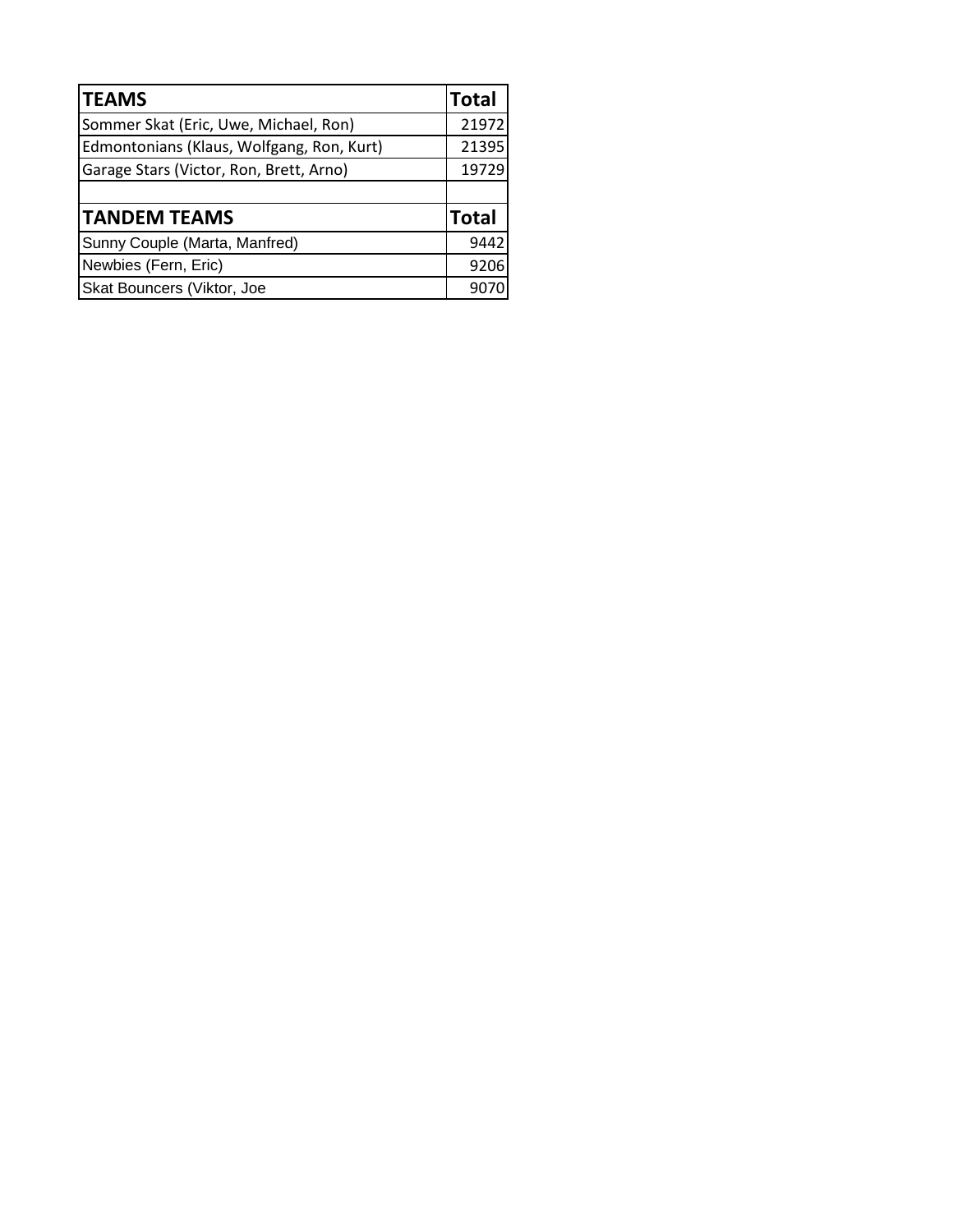| TEAMS | Total |
|---|---|
| Sommer Skat (Eric, Uwe, Michael, Ron) | 21972 |
| Edmontonians (Klaus, Wolfgang, Ron, Kurt) | 21395 |
| Garage Stars (Victor, Ron, Brett, Arno) | 19729 |
| | |
| **TANDEM TEAMS** | **Total** |
| Sunny Couple (Marta, Manfred) | 9442 |
| Newbies (Fern, Eric) | 9206 |
| Skat Bouncers (Viktor, Joe | 9070 |